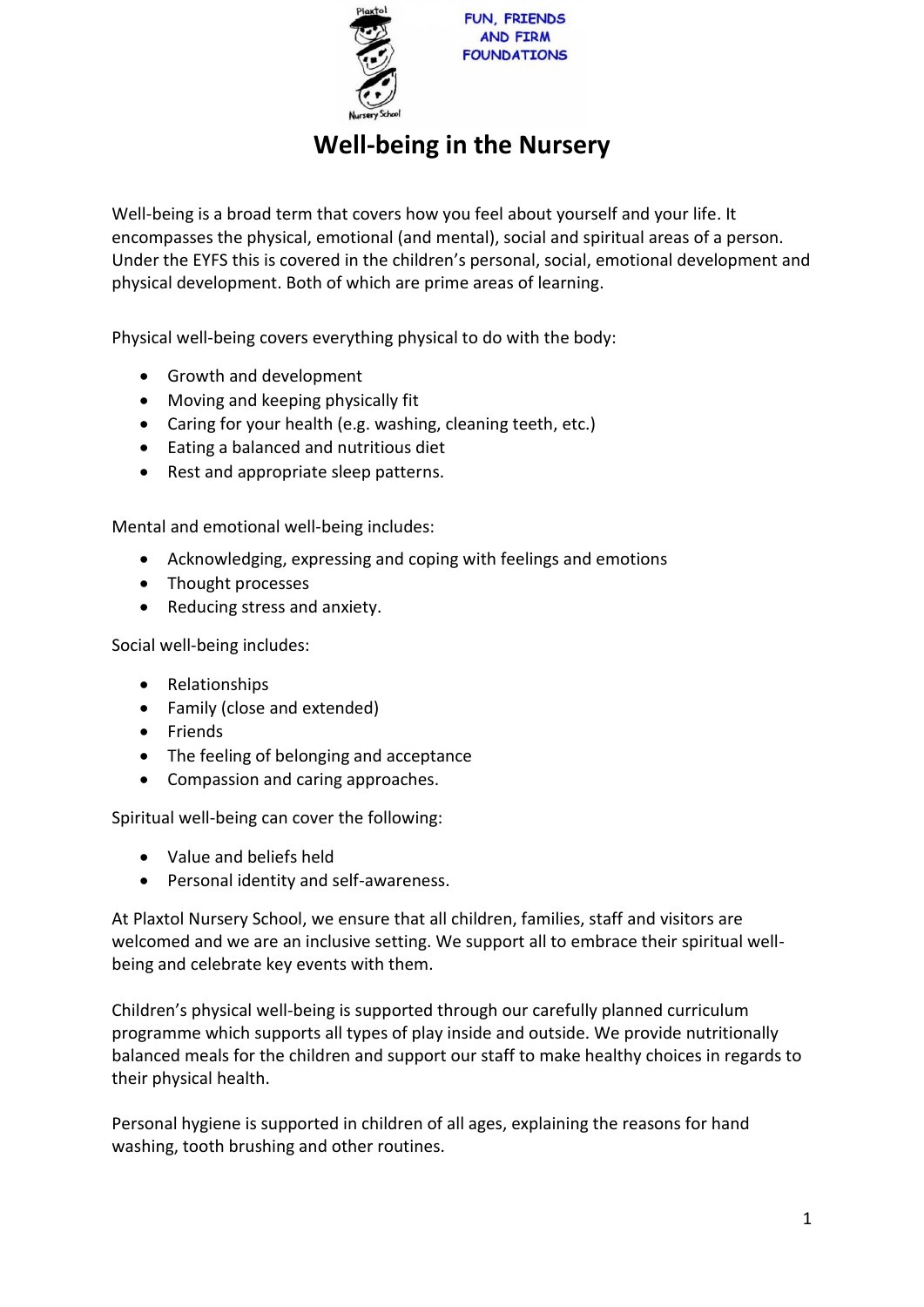FUN, FRIENDS AND FIRM FOUNDATIONS

# Well-being in the Nursery

Well-being is a broad term that covers how you feel about yourself and your life. It encompasses the physical, emotional (and mental), social and spiritual areas of a person. Under the EYFS this is covered in the children's personal, social, emotional development and physical development. Both of which are prime areas of learning.

Physical well-being covers everything physical to do with the body:

- Growth and development
- Moving and keeping physically fit
- Caring for your health (e.g. washing, cleaning teeth, etc.)
- Eating a balanced and nutritious diet
- Rest and appropriate sleep patterns.

Mental and emotional well-being includes:

- Acknowledging, expressing and coping with feelings and emotions
- Thought processes
- Reducing stress and anxiety.

Social well-being includes:

- Relationships
- Family (close and extended)
- Friends
- The feeling of belonging and acceptance
- Compassion and caring approaches.

Spiritual well-being can cover the following:

- Value and beliefs held
- Personal identity and self-awareness.

At Plaxtol Nursery School, we ensure that all children, families, staff and visitors are welcomed and we are an inclusive setting. We support all to embrace their spiritual well-being and celebrate key events with them.

Children's physical well-being is supported through our carefully planned curriculum programme which supports all types of play inside and outside. We provide nutritionally balanced meals for the children and support our staff to make healthy choices in regards to their physical health.

Personal hygiene is supported in children of all ages, explaining the reasons for hand washing, tooth brushing and other routines.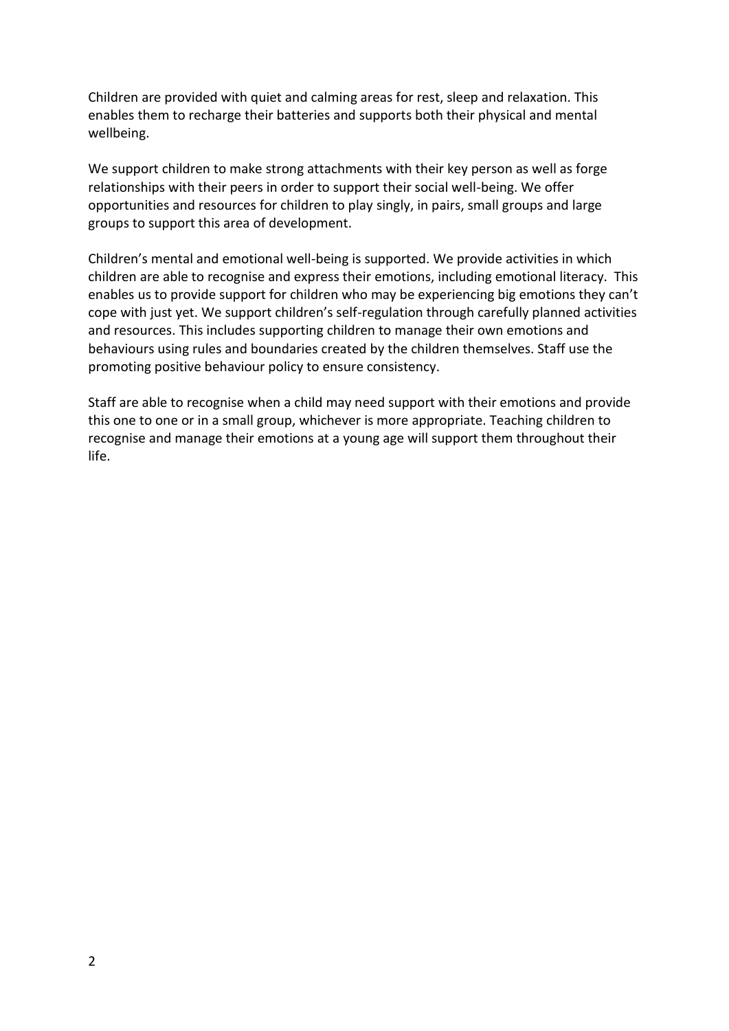Children are provided with quiet and calming areas for rest, sleep and relaxation. This enables them to recharge their batteries and supports both their physical and mental wellbeing.

We support children to make strong attachments with their key person as well as forge relationships with their peers in order to support their social well-being. We offer opportunities and resources for children to play singly, in pairs, small groups and large groups to support this area of development.

Children's mental and emotional well-being is supported. We provide activities in which children are able to recognise and express their emotions, including emotional literacy. This enables us to provide support for children who may be experiencing big emotions they can't cope with just yet. We support children's self-regulation through carefully planned activities and resources. This includes supporting children to manage their own emotions and behaviours using rules and boundaries created by the children themselves. Staff use the promoting positive behaviour policy to ensure consistency.

Staff are able to recognise when a child may need support with their emotions and provide this one to one or in a small group, whichever is more appropriate. Teaching children to recognise and manage their emotions at a young age will support them throughout their life.